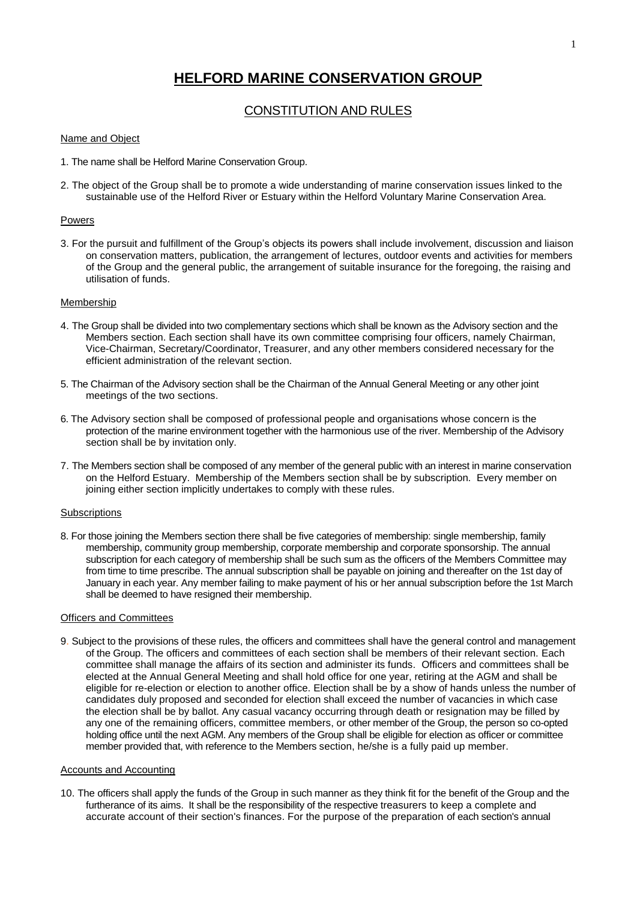# HELFORD MARINE CONSERVATION GROUP

## CONSTITUTION AND RULES

### Name and Object

1. The name shall be Helford Marine Conservation Group.

2. The object of the Group shall be to promote a wide understanding of marine conservation issues linked to the sustainable use of the Helford River or Estuary within the Helford Voluntary Marine Conservation Area.

### Powers

3. For the pursuit and fulfillment of the Group's objects its powers shall include involvement, discussion and liaison on conservation matters, publication, the arrangement of lectures, outdoor events and activities for members of the Group and the general public, the arrangement of suitable insurance for the foregoing, the raising and utilisation of funds.

### Membership

4. The Group shall be divided into two complementary sections which shall be known as the Advisory section and the Members section. Each section shall have its own committee comprising four officers, namely Chairman, Vice-Chairman, Secretary/Coordinator, Treasurer, and any other members considered necessary for the efficient administration of the relevant section.

5. The Chairman of the Advisory section shall be the Chairman of the Annual General Meeting or any other joint meetings of the two sections.

6. The Advisory section shall be composed of professional people and organisations whose concern is the protection of the marine environment together with the harmonious use of the river. Membership of the Advisory section shall be by invitation only.

7. The Members section shall be composed of any member of the general public with an interest in marine conservation on the Helford Estuary. Membership of the Members section shall be by subscription. Every member on joining either section implicitly undertakes to comply with these rules.

### Subscriptions

8. For those joining the Members section there shall be five categories of membership: single membership, family membership, community group membership, corporate membership and corporate sponsorship. The annual subscription for each category of membership shall be such sum as the officers of the Members Committee may from time to time prescribe. The annual subscription shall be payable on joining and thereafter on the 1st day of January in each year. Any member failing to make payment of his or her annual subscription before the 1st March shall be deemed to have resigned their membership.

### Officers and Committees

9. Subject to the provisions of these rules, the officers and committees shall have the general control and management of the Group. The officers and committees of each section shall be members of their relevant section. Each committee shall manage the affairs of its section and administer its funds. Officers and committees shall be elected at the Annual General Meeting and shall hold office for one year, retiring at the AGM and shall be eligible for re-election or election to another office. Election shall be by a show of hands unless the number of candidates duly proposed and seconded for election shall exceed the number of vacancies in which case the election shall be by ballot. Any casual vacancy occurring through death or resignation may be filled by any one of the remaining officers, committee members, or other member of the Group, the person so co-opted holding office until the next AGM. Any members of the Group shall be eligible for election as officer or committee member provided that, with reference to the Members section, he/she is a fully paid up member.

### Accounts and Accounting

10. The officers shall apply the funds of the Group in such manner as they think fit for the benefit of the Group and the furtherance of its aims. It shall be the responsibility of the respective treasurers to keep a complete and accurate account of their section's finances. For the purpose of the preparation of each section's annual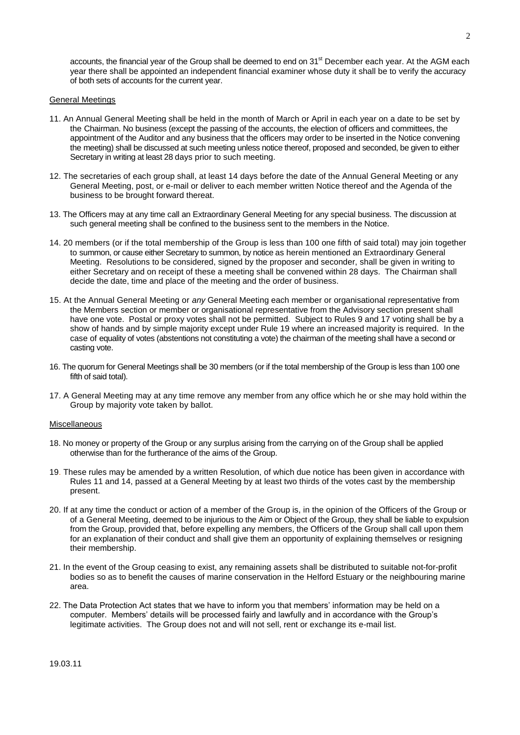accounts, the financial year of the Group shall be deemed to end on 31st December each year. At the AGM each year there shall be appointed an independent financial examiner whose duty it shall be to verify the accuracy of both sets of accounts for the current year.

General Meetings

11. An Annual General Meeting shall be held in the month of March or April in each year on a date to be set by the Chairman. No business (except the passing of the accounts, the election of officers and committees, the appointment of the Auditor and any business that the officers may order to be inserted in the Notice convening the meeting) shall be discussed at such meeting unless notice thereof, proposed and seconded, be given to either Secretary in writing at least 28 days prior to such meeting.

12. The secretaries of each group shall, at least 14 days before the date of the Annual General Meeting or any General Meeting, post, or e-mail or deliver to each member written Notice thereof and the Agenda of the business to be brought forward thereat.

13. The Officers may at any time call an Extraordinary General Meeting for any special business. The discussion at such general meeting shall be confined to the business sent to the members in the Notice.

14. 20 members (or if the total membership of the Group is less than 100 one fifth of said total) may join together to summon, or cause either Secretary to summon, by notice as herein mentioned an Extraordinary General Meeting. Resolutions to be considered, signed by the proposer and seconder, shall be given in writing to either Secretary and on receipt of these a meeting shall be convened within 28 days. The Chairman shall decide the date, time and place of the meeting and the order of business.

15. At the Annual General Meeting or *any* General Meeting each member or organisational representative from the Members section or member or organisational representative from the Advisory section present shall have one vote. Postal or proxy votes shall not be permitted. Subject to Rules 9 and 17 voting shall be by a show of hands and by simple majority except under Rule 19 where an increased majority is required. In the case of equality of votes (abstentions not constituting a vote) the chairman of the meeting shall have a second or casting vote.

16. The quorum for General Meetings shall be 30 members (or if the total membership of the Group is less than 100 one fifth of said total).

17. A General Meeting may at any time remove any member from any office which he or she may hold within the Group by majority vote taken by ballot.

Miscellaneous

18. No money or property of the Group or any surplus arising from the carrying on of the Group shall be applied otherwise than for the furtherance of the aims of the Group.

19. These rules may be amended by a written Resolution, of which due notice has been given in accordance with Rules 11 and 14, passed at a General Meeting by at least two thirds of the votes cast by the membership present.

20. If at any time the conduct or action of a member of the Group is, in the opinion of the Officers of the Group or of a General Meeting, deemed to be injurious to the Aim or Object of the Group, they shall be liable to expulsion from the Group, provided that, before expelling any members, the Officers of the Group shall call upon them for an explanation of their conduct and shall give them an opportunity of explaining themselves or resigning their membership.

21. In the event of the Group ceasing to exist, any remaining assets shall be distributed to suitable not-for-profit bodies so as to benefit the causes of marine conservation in the Helford Estuary or the neighbouring marine area.

22. The Data Protection Act states that we have to inform you that members' information may be held on a computer. Members' details will be processed fairly and lawfully and in accordance with the Group's legitimate activities. The Group does not and will not sell, rent or exchange its e-mail list.

19.03.11